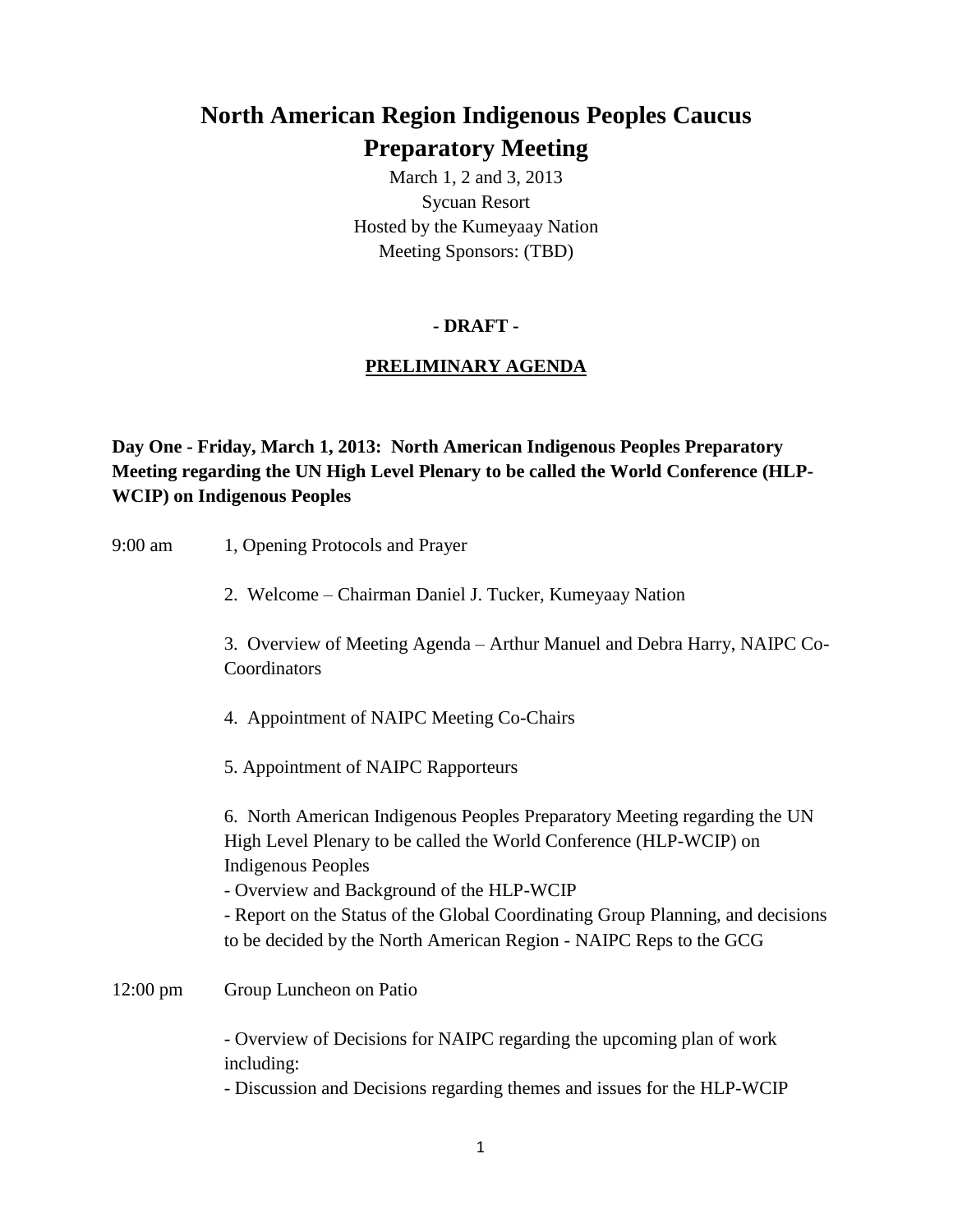# North American Region Indigenous Peoples Caucus Preparatory Meeting

March 1, 2 and 3, 2013
Sycuan Resort
Hosted by the Kumeyaay Nation
Meeting Sponsors: (TBD)

**- DRAFT -**

**PRELIMINARY AGENDA**

**Day One - Friday, March 1, 2013: North American Indigenous Peoples Preparatory Meeting regarding the UN High Level Plenary to be called the World Conference (HLP-WCIP) on Indigenous Peoples**

9:00 am

1, Opening Protocols and Prayer

2. Welcome – Chairman Daniel J. Tucker, Kumeyaay Nation

3. Overview of Meeting Agenda – Arthur Manuel and Debra Harry, NAIPC Co-Coordinators

4. Appointment of NAIPC Meeting Co-Chairs

5. Appointment of NAIPC Rapporteurs

6. North American Indigenous Peoples Preparatory Meeting regarding the UN High Level Plenary to be called the World Conference (HLP-WCIP) on Indigenous Peoples
- Overview and Background of the HLP-WCIP
- Report on the Status of the Global Coordinating Group Planning, and decisions to be decided by the North American Region - NAIPC Reps to the GCG

12:00 pm

Group Luncheon on Patio

- Overview of Decisions for NAIPC regarding the upcoming plan of work including:
- Discussion and Decisions regarding themes and issues for the HLP-WCIP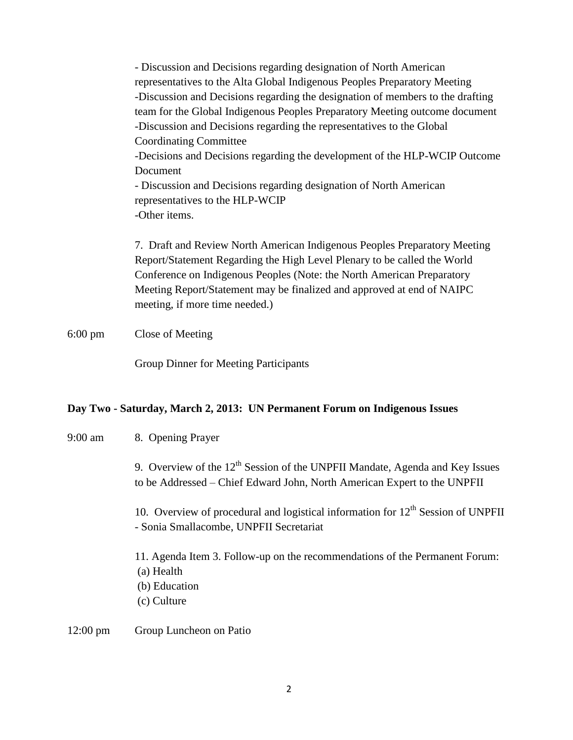- Discussion and Decisions regarding designation of North American representatives to the Alta Global Indigenous Peoples Preparatory Meeting
-Discussion and Decisions regarding the designation of members to the drafting team for the Global Indigenous Peoples Preparatory Meeting outcome document
-Discussion and Decisions regarding the representatives to the Global Coordinating Committee
-Decisions and Decisions regarding the development of the HLP-WCIP Outcome Document
- Discussion and Decisions regarding designation of North American representatives to the HLP-WCIP
-Other items.

7. Draft and Review North American Indigenous Peoples Preparatory Meeting Report/Statement Regarding the High Level Plenary to be called the World Conference on Indigenous Peoples (Note: the North American Preparatory Meeting Report/Statement may be finalized and approved at end of NAIPC meeting, if more time needed.)

6:00 pm Close of Meeting

Group Dinner for Meeting Participants

**Day Two - Saturday, March 2, 2013: UN Permanent Forum on Indigenous Issues**

9:00 am 8. Opening Prayer

9. Overview of the 12th Session of the UNPFII Mandate, Agenda and Key Issues to be Addressed – Chief Edward John, North American Expert to the UNPFII

10. Overview of procedural and logistical information for 12th Session of UNPFII - Sonia Smallacombe, UNPFII Secretariat

11. Agenda Item 3. Follow-up on the recommendations of the Permanent Forum:
(a) Health
(b) Education
(c) Culture

12:00 pm Group Luncheon on Patio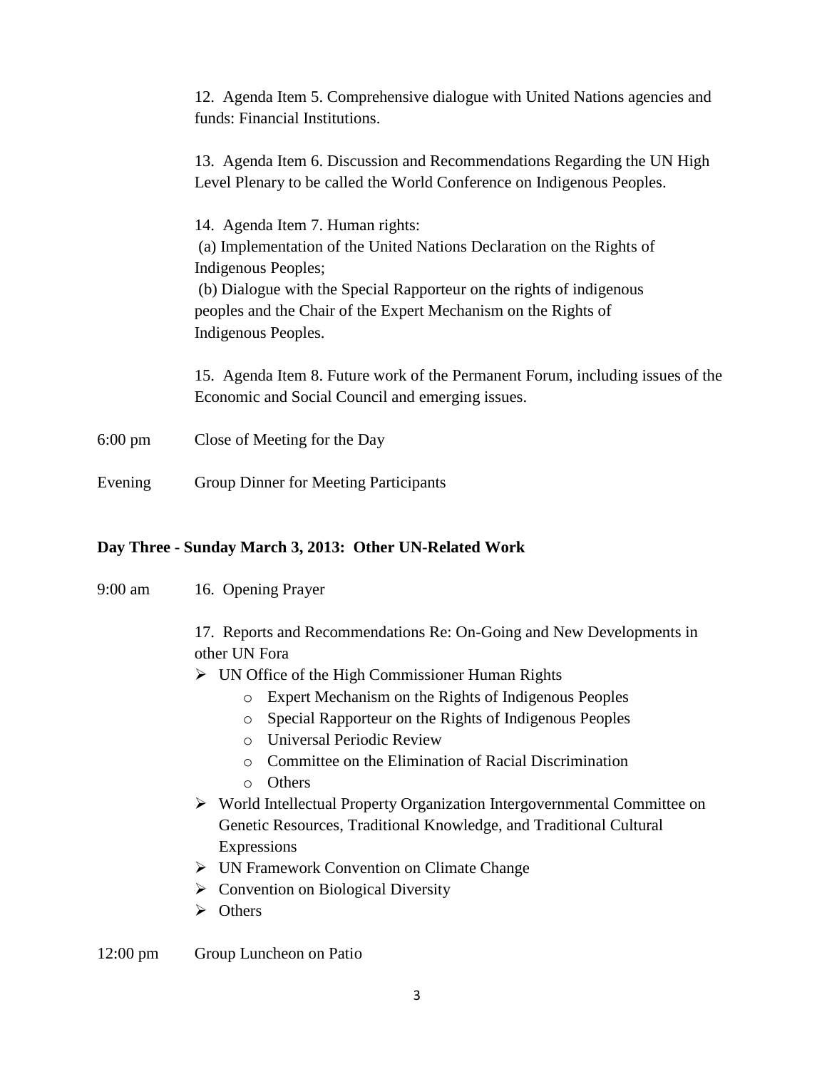12. Agenda Item 5. Comprehensive dialogue with United Nations agencies and funds: Financial Institutions.

13. Agenda Item 6. Discussion and Recommendations Regarding the UN High Level Plenary to be called the World Conference on Indigenous Peoples.

14. Agenda Item 7. Human rights:
(a) Implementation of the United Nations Declaration on the Rights of Indigenous Peoples;
(b) Dialogue with the Special Rapporteur on the rights of indigenous peoples and the Chair of the Expert Mechanism on the Rights of Indigenous Peoples.

15. Agenda Item 8. Future work of the Permanent Forum, including issues of the Economic and Social Council and emerging issues.

6:00 pm Close of Meeting for the Day

Evening Group Dinner for Meeting Participants

**Day Three - Sunday March 3, 2013: Other UN-Related Work**

9:00 am 16. Opening Prayer

17. Reports and Recommendations Re: On-Going and New Developments in other UN Fora

- UN Office of the High Commissioner Human Rights
  - Expert Mechanism on the Rights of Indigenous Peoples
  - Special Rapporteur on the Rights of Indigenous Peoples
  - Universal Periodic Review
  - Committee on the Elimination of Racial Discrimination
  - Others
- World Intellectual Property Organization Intergovernmental Committee on Genetic Resources, Traditional Knowledge, and Traditional Cultural Expressions
- UN Framework Convention on Climate Change
- Convention on Biological Diversity
- Others

12:00 pm Group Luncheon on Patio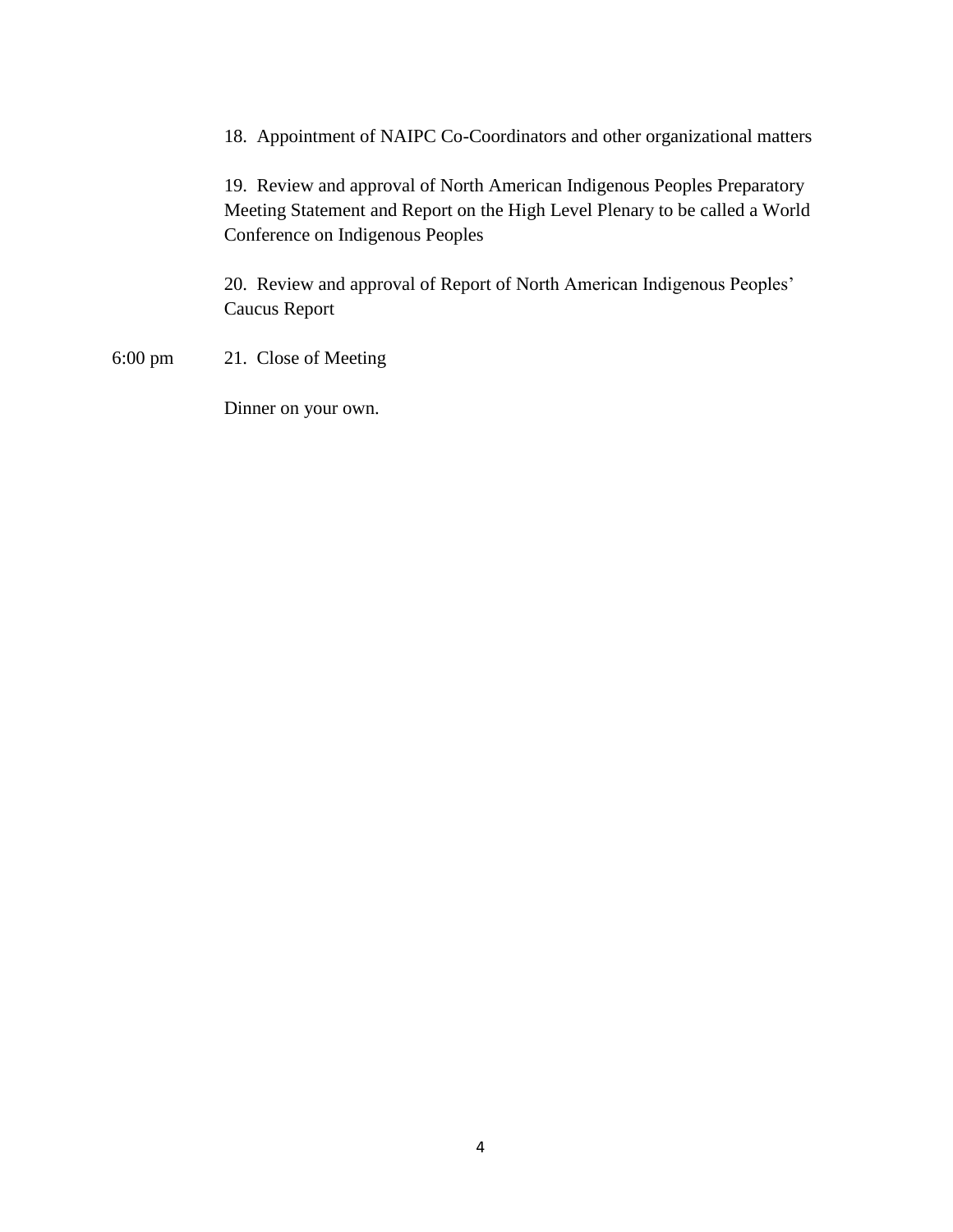18. Appointment of NAIPC Co-Coordinators and other organizational matters

19. Review and approval of North American Indigenous Peoples Preparatory Meeting Statement and Report on the High Level Plenary to be called a World Conference on Indigenous Peoples

20. Review and approval of Report of North American Indigenous Peoples' Caucus Report

6:00 pm 21. Close of Meeting

Dinner on your own.